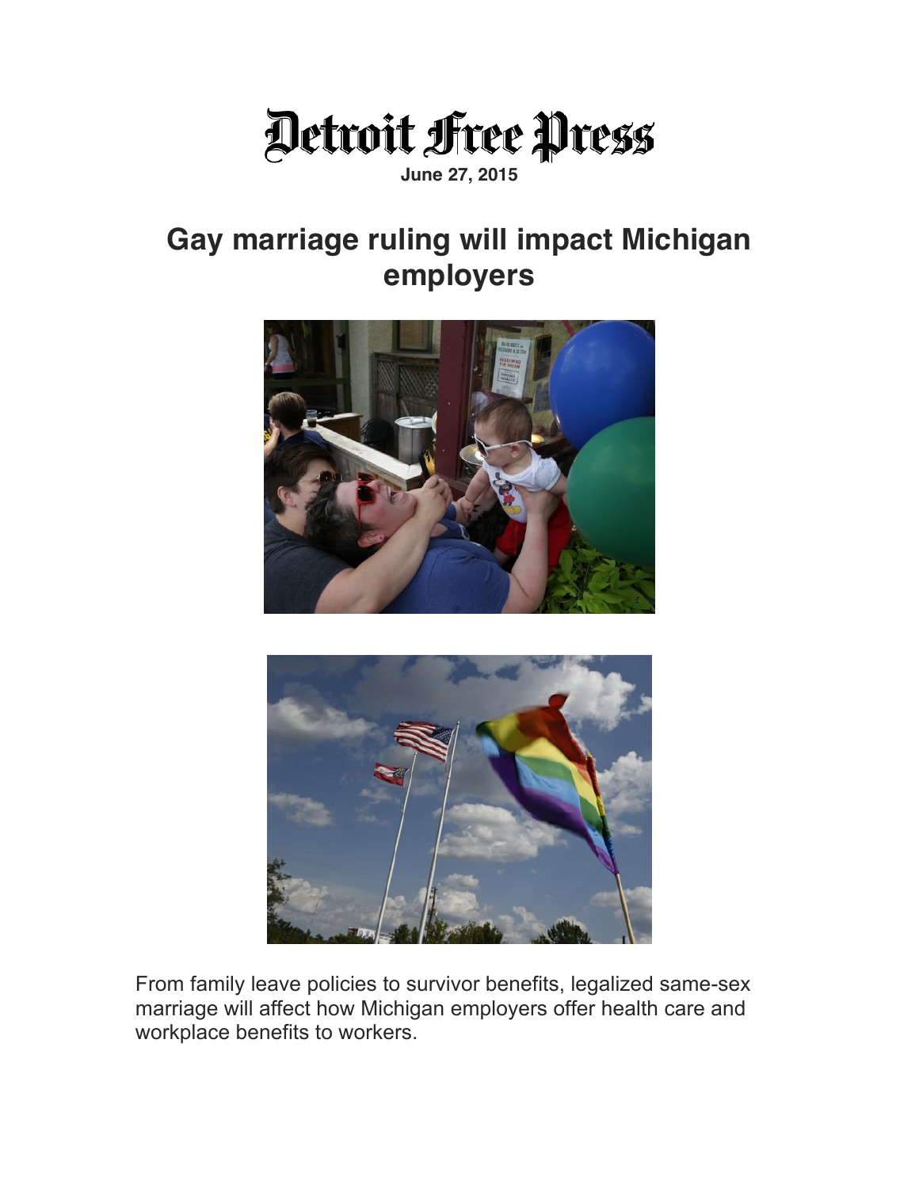Detroit Free Press

June 27, 2015

# Gay marriage ruling will impact Michigan employers

From family leave policies to survivor benefits, legalized same-sex marriage will affect how Michigan employers offer health care and workplace benefits to workers.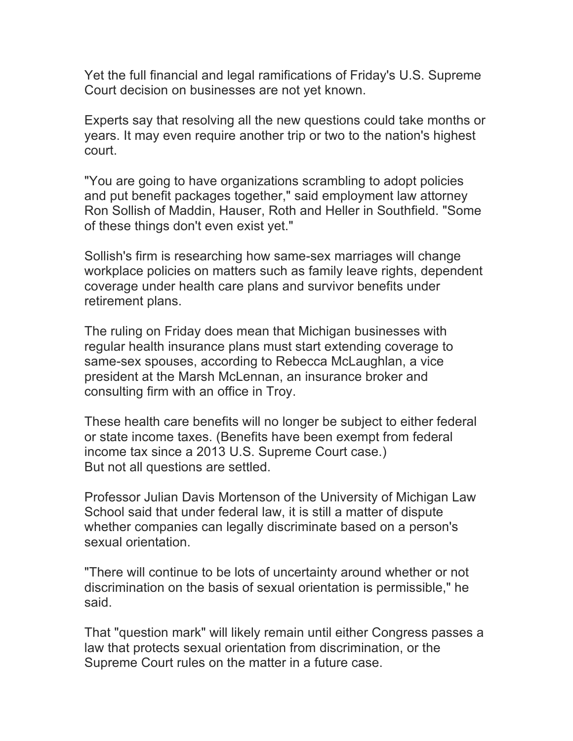Yet the full financial and legal ramifications of Friday's U.S. Supreme Court decision on businesses are not yet known.

Experts say that resolving all the new questions could take months or years. It may even require another trip or two to the nation's highest court.

"You are going to have organizations scrambling to adopt policies and put benefit packages together," said employment law attorney Ron Sollish of Maddin, Hauser, Roth and Heller in Southfield. "Some of these things don't even exist yet."

Sollish's firm is researching how same-sex marriages will change workplace policies on matters such as family leave rights, dependent coverage under health care plans and survivor benefits under retirement plans.

The ruling on Friday does mean that Michigan businesses with regular health insurance plans must start extending coverage to same-sex spouses, according to Rebecca McLaughlan, a vice president at the Marsh McLennan, an insurance broker and consulting firm with an office in Troy.

These health care benefits will no longer be subject to either federal or state income taxes. (Benefits have been exempt from federal income tax since a 2013 U.S. Supreme Court case.)
But not all questions are settled.

Professor Julian Davis Mortenson of the University of Michigan Law School said that under federal law, it is still a matter of dispute whether companies can legally discriminate based on a person's sexual orientation.

"There will continue to be lots of uncertainty around whether or not discrimination on the basis of sexual orientation is permissible," he said.

That "question mark" will likely remain until either Congress passes a law that protects sexual orientation from discrimination, or the Supreme Court rules on the matter in a future case.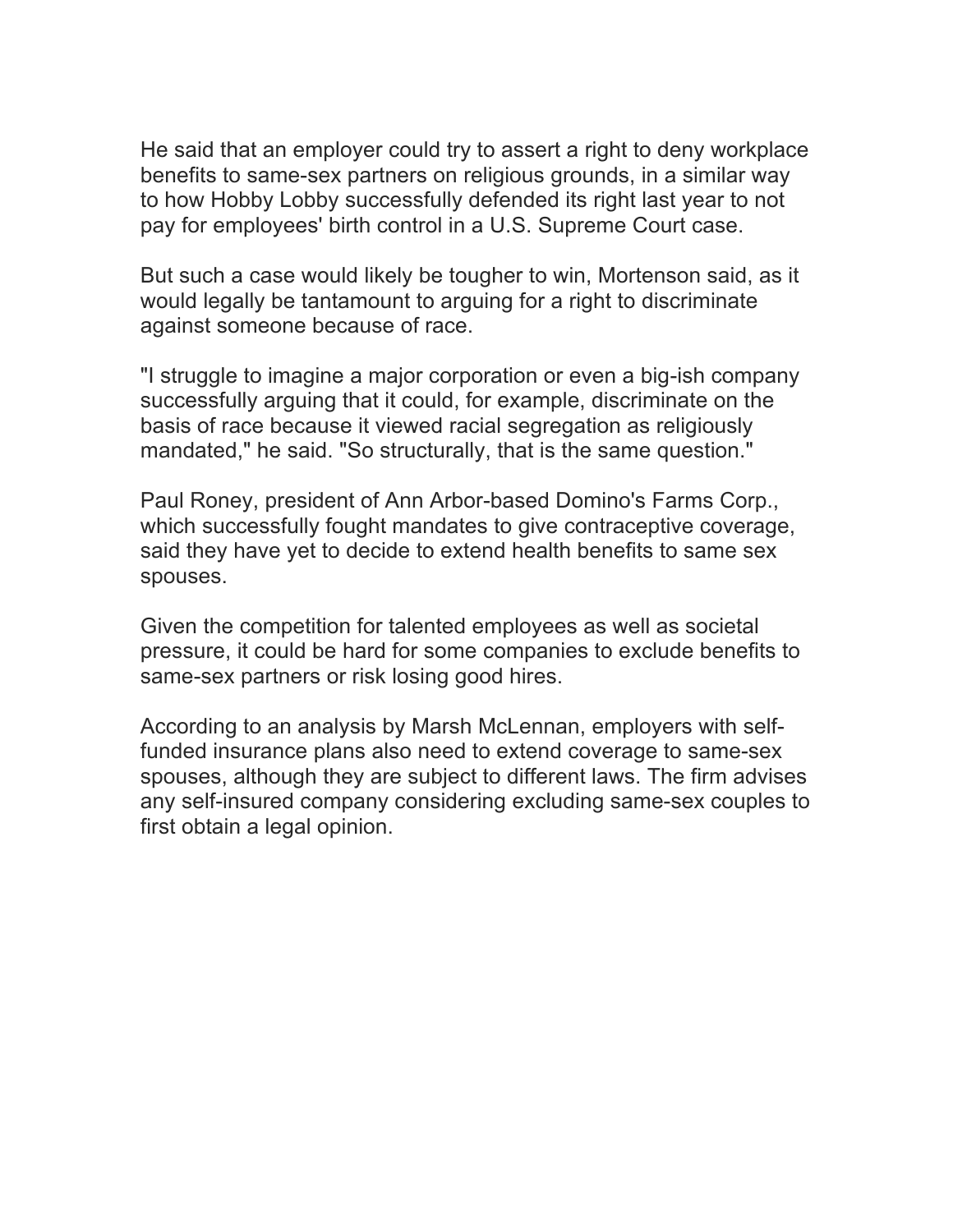He said that an employer could try to assert a right to deny workplace benefits to same-sex partners on religious grounds, in a similar way to how Hobby Lobby successfully defended its right last year to not pay for employees' birth control in a U.S. Supreme Court case.

But such a case would likely be tougher to win, Mortenson said, as it would legally be tantamount to arguing for a right to discriminate against someone because of race.

"I struggle to imagine a major corporation or even a big-ish company successfully arguing that it could, for example, discriminate on the basis of race because it viewed racial segregation as religiously mandated," he said. "So structurally, that is the same question."

Paul Roney, president of Ann Arbor-based Domino's Farms Corp., which successfully fought mandates to give contraceptive coverage, said they have yet to decide to extend health benefits to same sex spouses.

Given the competition for talented employees as well as societal pressure, it could be hard for some companies to exclude benefits to same-sex partners or risk losing good hires.

According to an analysis by Marsh McLennan, employers with self-funded insurance plans also need to extend coverage to same-sex spouses, although they are subject to different laws. The firm advises any self-insured company considering excluding same-sex couples to first obtain a legal opinion.